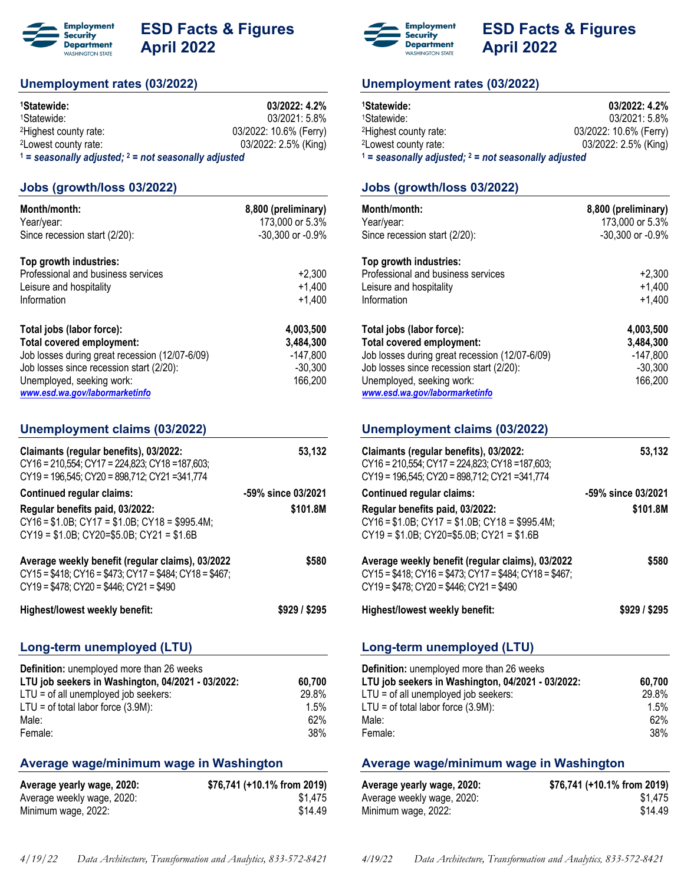# ESD Facts & Figures April 2022

Employment Security Department WASHINGTON STATE

## Unemployment rates (03/2022)

| | |
|---|---|
| **[1]Statewide:** | **03/2022: 4.2%** |
| [1]Statewide: | 03/2021: 5.8% |
| [2]Highest county rate: | 03/2022: 10.6% (Ferry) |
| [2]Lowest county rate: | 03/2022: 2.5% (King) |

***[1] = seasonally adjusted; [2] = not seasonally adjusted***

## Jobs (growth/loss 03/2022)

| | |
|---|---|
| **Month/month:** | **8,800 (preliminary)** |
| Year/year: | 173,000 or 5.3% |
| Since recession start (2/20): | -30,300 or -0.9% |

| | |
|---|---|
| **Top growth industries:** | |
| Professional and business services | +2,300 |
| Leisure and hospitality | +1,400 |
| Information | +1,400 |

| | |
|---|---|
| **Total jobs (labor force):** | **4,003,500** |
| **Total covered employment:** | **3,484,300** |
| Job losses during great recession (12/07-6/09) | -147,800 |
| Job losses since recession start (2/20): | -30,300 |
| Unemployed, seeking work: | 166,200 |

*www.esd.wa.gov/labormarketinfo*

## Unemployment claims (03/2022)

| | |
|---|---|
| **Claimants (regular benefits), 03/2022:** CY16 = 210,554; CY17 = 224,823; CY18 =187,603; CY19 = 196,545; CY20 = 898,712; CY21 =341,774 | **53,132** |
| **Continued regular claims:** | **-59% since 03/2021** |
| **Regular benefits paid, 03/2022:** CY16 = $1.0B; CY17 = $1.0B; CY18 = $995.4M; CY19 = $1.0B; CY20=$5.0B; CY21 = $1.6B | **$101.8M** |
| **Average weekly benefit (regular claims), 03/2022** CY15 = $418; CY16 = $473; CY17 = $484; CY18 = $467; CY19 = $478; CY20 = $446; CY21 = $490 | **$580** |
| **Highest/lowest weekly benefit:** | **$929 / $295** |

## Long-term unemployed (LTU)

**Definition:** unemployed more than 26 weeks

| | |
|---|---|
| **LTU job seekers in Washington, 04/2021 - 03/2022:** | **60,700** |
| LTU = of all unemployed job seekers: | 29.8% |
| LTU = of total labor force (3.9M): | 1.5% |
| Male: | 62% |
| Female: | 38% |

## Average wage/minimum wage in Washington

| | |
|---|---|
| **Average yearly wage, 2020:** | **$76,741 (+10.1% from 2019)** |
| Average weekly wage, 2020: | $1,475 |
| Minimum wage, 2022: | $14.49 |

*4/19/22 Data Architecture, Transformation and Analytics, 833-572-8421*

# ESD Facts & Figures April 2022

Employment Security Department WASHINGTON STATE

## Unemployment rates (03/2022)

| | |
|---|---|
| **[1]Statewide:** | **03/2022: 4.2%** |
| [1]Statewide: | 03/2021: 5.8% |
| [2]Highest county rate: | 03/2022: 10.6% (Ferry) |
| [2]Lowest county rate: | 03/2022: 2.5% (King) |

***[1] = seasonally adjusted; [2] = not seasonally adjusted***

## Jobs (growth/loss 03/2022)

| | |
|---|---|
| **Month/month:** | **8,800 (preliminary)** |
| Year/year: | 173,000 or 5.3% |
| Since recession start (2/20): | -30,300 or -0.9% |

| | |
|---|---|
| **Top growth industries:** | |
| Professional and business services | +2,300 |
| Leisure and hospitality | +1,400 |
| Information | +1,400 |

| | |
|---|---|
| **Total jobs (labor force):** | **4,003,500** |
| **Total covered employment:** | **3,484,300** |
| Job losses during great recession (12/07-6/09) | -147,800 |
| Job losses since recession start (2/20): | -30,300 |
| Unemployed, seeking work: | 166,200 |

*www.esd.wa.gov/labormarketinfo*

## Unemployment claims (03/2022)

| | |
|---|---|
| **Claimants (regular benefits), 03/2022:** CY16 = 210,554; CY17 = 224,823; CY18 =187,603; CY19 = 196,545; CY20 = 898,712; CY21 =341,774 | **53,132** |
| **Continued regular claims:** | **-59% since 03/2021** |
| **Regular benefits paid, 03/2022:** CY16 = $1.0B; CY17 = $1.0B; CY18 = $995.4M; CY19 = $1.0B; CY20=$5.0B; CY21 = $1.6B | **$101.8M** |
| **Average weekly benefit (regular claims), 03/2022** CY15 = $418; CY16 = $473; CY17 = $484; CY18 = $467; CY19 = $478; CY20 = $446; CY21 = $490 | **$580** |
| **Highest/lowest weekly benefit:** | **$929 / $295** |

## Long-term unemployed (LTU)

**Definition:** unemployed more than 26 weeks

| | |
|---|---|
| **LTU job seekers in Washington, 04/2021 - 03/2022:** | **60,700** |
| LTU = of all unemployed job seekers: | 29.8% |
| LTU = of total labor force (3.9M): | 1.5% |
| Male: | 62% |
| Female: | 38% |

## Average wage/minimum wage in Washington

| | |
|---|---|
| **Average yearly wage, 2020:** | **$76,741 (+10.1% from 2019)** |
| Average weekly wage, 2020: | $1,475 |
| Minimum wage, 2022: | $14.49 |

*4/19/22 Data Architecture, Transformation and Analytics, 833-572-8421*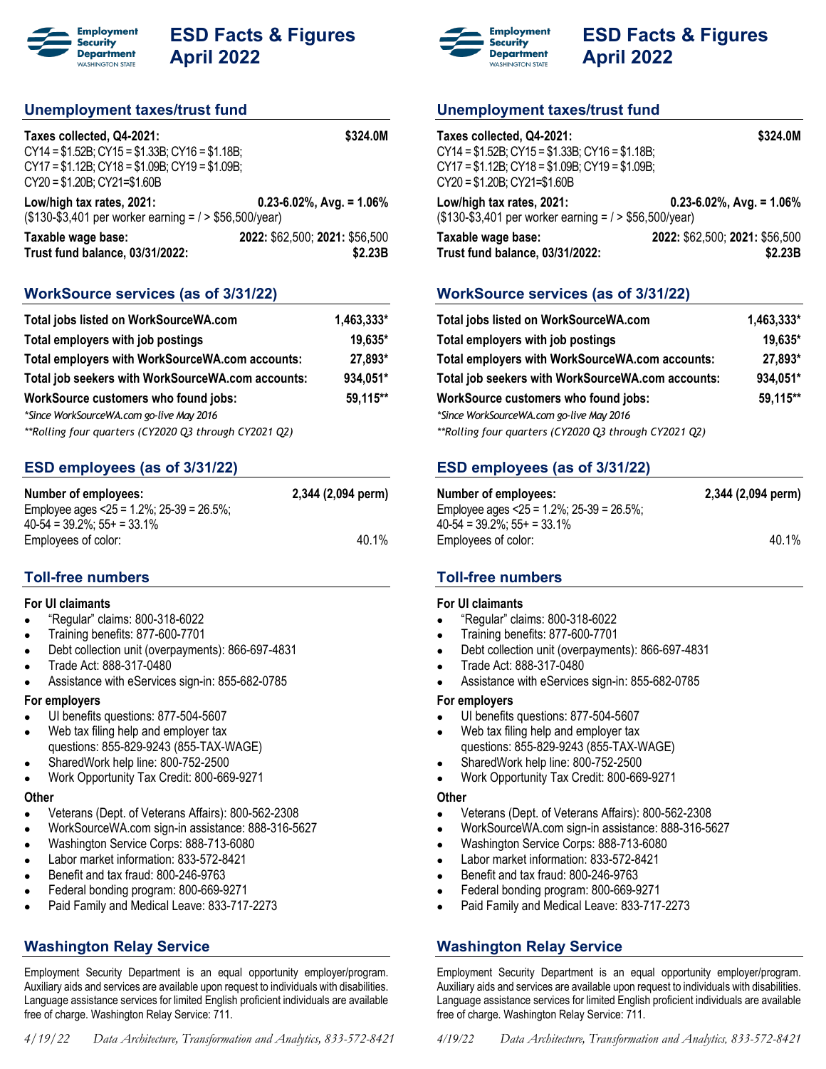# ESD Facts & Figures April 2022

## Unemployment taxes/trust fund

**Taxes collected, Q4-2021:** **$324.0M**
CY14 = $1.52B; CY15 = $1.33B; CY16 = $1.18B;
CY17 = $1.12B; CY18 = $1.09B; CY19 = $1.09B;
CY20 = $1.20B; CY21=$1.60B

**Low/high tax rates, 2021:** **0.23-6.02%, Avg. = 1.06%**
($130-$3,401 per worker earning = / > $56,500/year)

**Taxable wage base:** **2022:** $62,500; **2021:** $56,500
**Trust fund balance, 03/31/2022:** **$2.23B**

## WorkSource services (as of 3/31/22)

| | |
|---|---|
| **Total jobs listed on WorkSourceWA.com** | **1,463,333*** |
| **Total employers with job postings** | **19,635*** |
| **Total employers with WorkSourceWA.com accounts:** | **27,893*** |
| **Total job seekers with WorkSourceWA.com accounts:** | **934,051*** |
| **WorkSource customers who found jobs:** | **59,115**** |

*\*Since WorkSourceWA.com go-live May 2016*
*\*\*Rolling four quarters (CY2020 Q3 through CY2021 Q2)*

## ESD employees (as of 3/31/22)

**Number of employees:** **2,344 (2,094 perm)**
Employee ages <25 = 1.2%; 25-39 = 26.5%;
40-54 = 39.2%; 55+ = 33.1%
Employees of color: 40.1%

## Toll-free numbers

**For UI claimants**
- "Regular" claims: 800-318-6022
- Training benefits: 877-600-7701
- Debt collection unit (overpayments): 866-697-4831
- Trade Act: 888-317-0480
- Assistance with eServices sign-in: 855-682-0785

**For employers**
- UI benefits questions: 877-504-5607
- Web tax filing help and employer tax questions: 855-829-9243 (855-TAX-WAGE)
- SharedWork help line: 800-752-2500
- Work Opportunity Tax Credit: 800-669-9271

**Other**
- Veterans (Dept. of Veterans Affairs): 800-562-2308
- WorkSourceWA.com sign-in assistance: 888-316-5627
- Washington Service Corps: 888-713-6080
- Labor market information: 833-572-8421
- Benefit and tax fraud: 800-246-9763
- Federal bonding program: 800-669-9271
- Paid Family and Medical Leave: 833-717-2273

## Washington Relay Service

Employment Security Department is an equal opportunity employer/program. Auxiliary aids and services are available upon request to individuals with disabilities. Language assistance services for limited English proficient individuals are available free of charge. Washington Relay Service: 711.

*4/19/22 Data Architecture, Transformation and Analytics, 833-572-8421*

# ESD Facts & Figures April 2022

## Unemployment taxes/trust fund

**Taxes collected, Q4-2021:** **$324.0M**
CY14 = $1.52B; CY15 = $1.33B; CY16 = $1.18B;
CY17 = $1.12B; CY18 = $1.09B; CY19 = $1.09B;
CY20 = $1.20B; CY21=$1.60B

**Low/high tax rates, 2021:** **0.23-6.02%, Avg. = 1.06%**
($130-$3,401 per worker earning = / > $56,500/year)

**Taxable wage base:** **2022:** $62,500; **2021:** $56,500
**Trust fund balance, 03/31/2022:** **$2.23B**

## WorkSource services (as of 3/31/22)

| | |
|---|---|
| **Total jobs listed on WorkSourceWA.com** | **1,463,333*** |
| **Total employers with job postings** | **19,635*** |
| **Total employers with WorkSourceWA.com accounts:** | **27,893*** |
| **Total job seekers with WorkSourceWA.com accounts:** | **934,051*** |
| **WorkSource customers who found jobs:** | **59,115**** |

*\*Since WorkSourceWA.com go-live May 2016*
*\*\*Rolling four quarters (CY2020 Q3 through CY2021 Q2)*

## ESD employees (as of 3/31/22)

**Number of employees:** **2,344 (2,094 perm)**
Employee ages <25 = 1.2%; 25-39 = 26.5%;
40-54 = 39.2%; 55+ = 33.1%
Employees of color: 40.1%

## Toll-free numbers

**For UI claimants**
- "Regular" claims: 800-318-6022
- Training benefits: 877-600-7701
- Debt collection unit (overpayments): 866-697-4831
- Trade Act: 888-317-0480
- Assistance with eServices sign-in: 855-682-0785

**For employers**
- UI benefits questions: 877-504-5607
- Web tax filing help and employer tax questions: 855-829-9243 (855-TAX-WAGE)
- SharedWork help line: 800-752-2500
- Work Opportunity Tax Credit: 800-669-9271

**Other**
- Veterans (Dept. of Veterans Affairs): 800-562-2308
- WorkSourceWA.com sign-in assistance: 888-316-5627
- Washington Service Corps: 888-713-6080
- Labor market information: 833-572-8421
- Benefit and tax fraud: 800-246-9763
- Federal bonding program: 800-669-9271
- Paid Family and Medical Leave: 833-717-2273

## Washington Relay Service

Employment Security Department is an equal opportunity employer/program. Auxiliary aids and services are available upon request to individuals with disabilities. Language assistance services for limited English proficient individuals are available free of charge. Washington Relay Service: 711.

*4/19/22 Data Architecture, Transformation and Analytics, 833-572-8421*